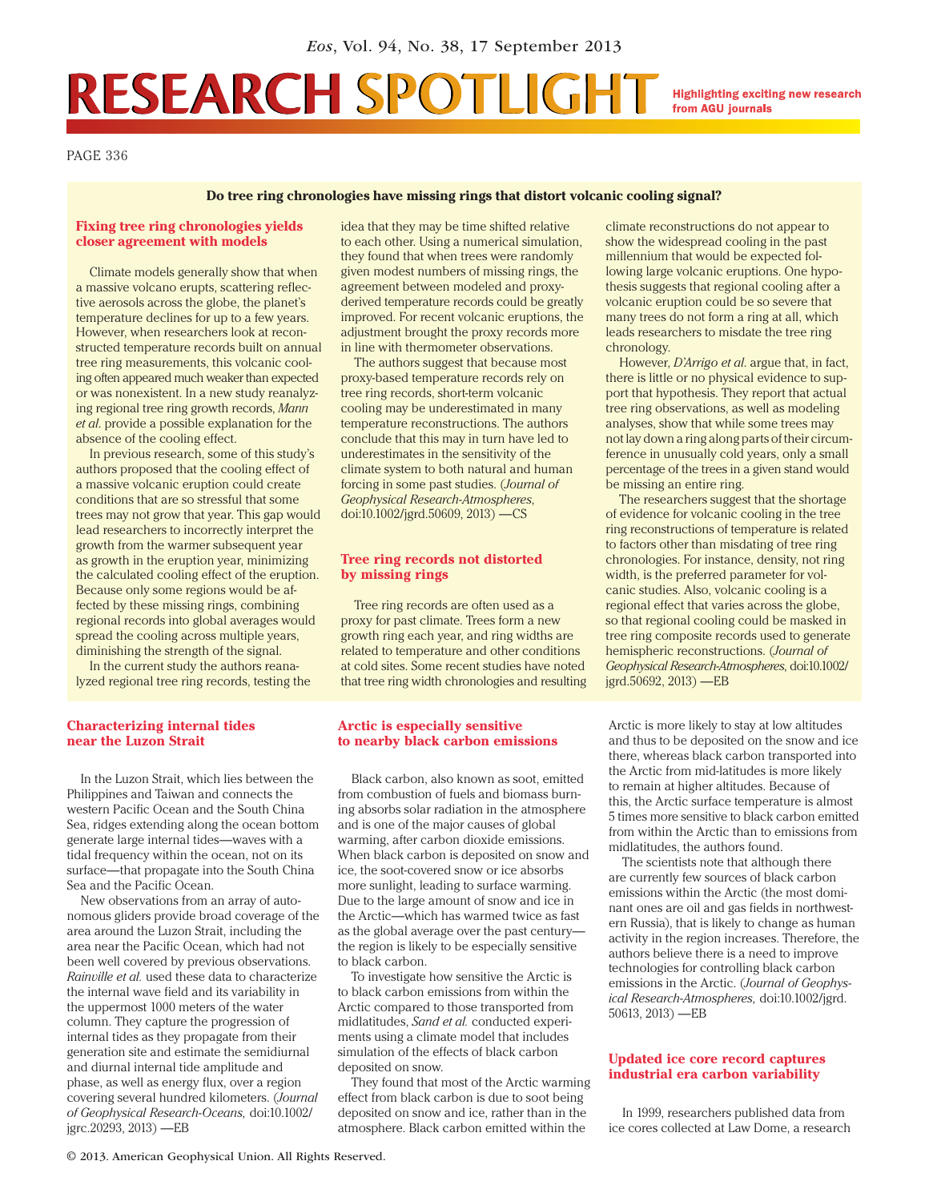# RESEARCH SPOTLIGHT

Highlighting exciting new research from AGU journals

PAGE 336

**Do tree ring chronologies have missing rings that distort volcanic cooling signal?**

## Fixing tree ring chronologies yields closer agreement with models

Climate models generally show that when a massive volcano erupts, scattering reflective aerosols across the globe, the planet's temperature declines for up to a few years. However, when researchers look at reconstructed temperature records built on annual tree ring measurements, this volcanic cooling often appeared much weaker than expected or was nonexistent. In a new study reanalyzing regional tree ring growth records, *Mann et al.* provide a possible explanation for the absence of the cooling effect.

In previous research, some of this study's authors proposed that the cooling effect of a massive volcanic eruption could create conditions that are so stressful that some trees may not grow that year. This gap would lead researchers to incorrectly interpret the growth from the warmer subsequent year as growth in the eruption year, minimizing the calculated cooling effect of the eruption. Because only some regions would be affected by these missing rings, combining regional records into global averages would spread the cooling across multiple years, diminishing the strength of the signal.

In the current study the authors reanalyzed regional tree ring records, testing the idea that they may be time shifted relative to each other. Using a numerical simulation, they found that when trees were randomly given modest numbers of missing rings, the agreement between modeled and proxy-derived temperature records could be greatly improved. For recent volcanic eruptions, the adjustment brought the proxy records more in line with thermometer observations.

The authors suggest that because most proxy-based temperature records rely on tree ring records, short-term volcanic cooling may be underestimated in many temperature reconstructions. The authors conclude that this may in turn have led to underestimates in the sensitivity of the climate system to both natural and human forcing in some past studies. (*Journal of Geophysical Research-Atmospheres*, doi:10.1002/jgrd.50609, 2013) —CS

## Tree ring records not distorted by missing rings

Tree ring records are often used as a proxy for past climate. Trees form a new growth ring each year, and ring widths are related to temperature and other conditions at cold sites. Some recent studies have noted that tree ring width chronologies and resulting climate reconstructions do not appear to show the widespread cooling in the past millennium that would be expected following large volcanic eruptions. One hypothesis suggests that regional cooling after a volcanic eruption could be so severe that many trees do not form a ring at all, which leads researchers to misdate the tree ring chronology.

However, *D'Arrigo et al.* argue that, in fact, there is little or no physical evidence to support that hypothesis. They report that actual tree ring observations, as well as modeling analyses, show that while some trees may not lay down a ring along parts of their circumference in unusually cold years, only a small percentage of the trees in a given stand would be missing an entire ring.

The researchers suggest that the shortage of evidence for volcanic cooling in the tree ring reconstructions of temperature is related to factors other than misdating of tree ring chronologies. For instance, density, not ring width, is the preferred parameter for volcanic studies. Also, volcanic cooling is a regional effect that varies across the globe, so that regional cooling could be masked in tree ring composite records used to generate hemispheric reconstructions. (*Journal of Geophysical Research-Atmospheres*, doi:10.1002/jgrd.50692, 2013) —EB

## Characterizing internal tides near the Luzon Strait

In the Luzon Strait, which lies between the Philippines and Taiwan and connects the western Pacific Ocean and the South China Sea, ridges extending along the ocean bottom generate large internal tides—waves with a tidal frequency within the ocean, not on its surface—that propagate into the South China Sea and the Pacific Ocean.

New observations from an array of autonomous gliders provide broad coverage of the area around the Luzon Strait, including the area near the Pacific Ocean, which had not been well covered by previous observations. *Rainville et al.* used these data to characterize the internal wave field and its variability in the uppermost 1000 meters of the water column. They capture the progression of internal tides as they propagate from their generation site and estimate the semidiurnal and diurnal internal tide amplitude and phase, as well as energy flux, over a region covering several hundred kilometers. (*Journal of Geophysical Research-Oceans,* doi:10.1002/jgrc.20293, 2013) —EB

## Arctic is especially sensitive to nearby black carbon emissions

Black carbon, also known as soot, emitted from combustion of fuels and biomass burning absorbs solar radiation in the atmosphere and is one of the major causes of global warming, after carbon dioxide emissions. When black carbon is deposited on snow and ice, the soot-covered snow or ice absorbs more sunlight, leading to surface warming. Due to the large amount of snow and ice in the Arctic—which has warmed twice as fast as the global average over the past century—the region is likely to be especially sensitive to black carbon.

To investigate how sensitive the Arctic is to black carbon emissions from within the Arctic compared to those transported from midlatitudes, *Sand et al.* conducted experiments using a climate model that includes simulation of the effects of black carbon deposited on snow.

They found that most of the Arctic warming effect from black carbon is due to soot being deposited on snow and ice, rather than in the atmosphere. Black carbon emitted within the Arctic is more likely to stay at low altitudes and thus to be deposited on the snow and ice there, whereas black carbon transported into the Arctic from mid-latitudes is more likely to remain at higher altitudes. Because of this, the Arctic surface temperature is almost 5 times more sensitive to black carbon emitted from within the Arctic than to emissions from midlatitudes, the authors found.

The scientists note that although there are currently few sources of black carbon emissions within the Arctic (the most dominant ones are oil and gas fields in northwestern Russia), that is likely to change as human activity in the region increases. Therefore, the authors believe there is a need to improve technologies for controlling black carbon emissions in the Arctic. (*Journal of Geophysical Research-Atmospheres,* doi:10.1002/jgrd.50613, 2013) —EB

## Updated ice core record captures industrial era carbon variability

In 1999, researchers published data from ice cores collected at Law Dome, a research

© 2013. American Geophysical Union. All Rights Reserved.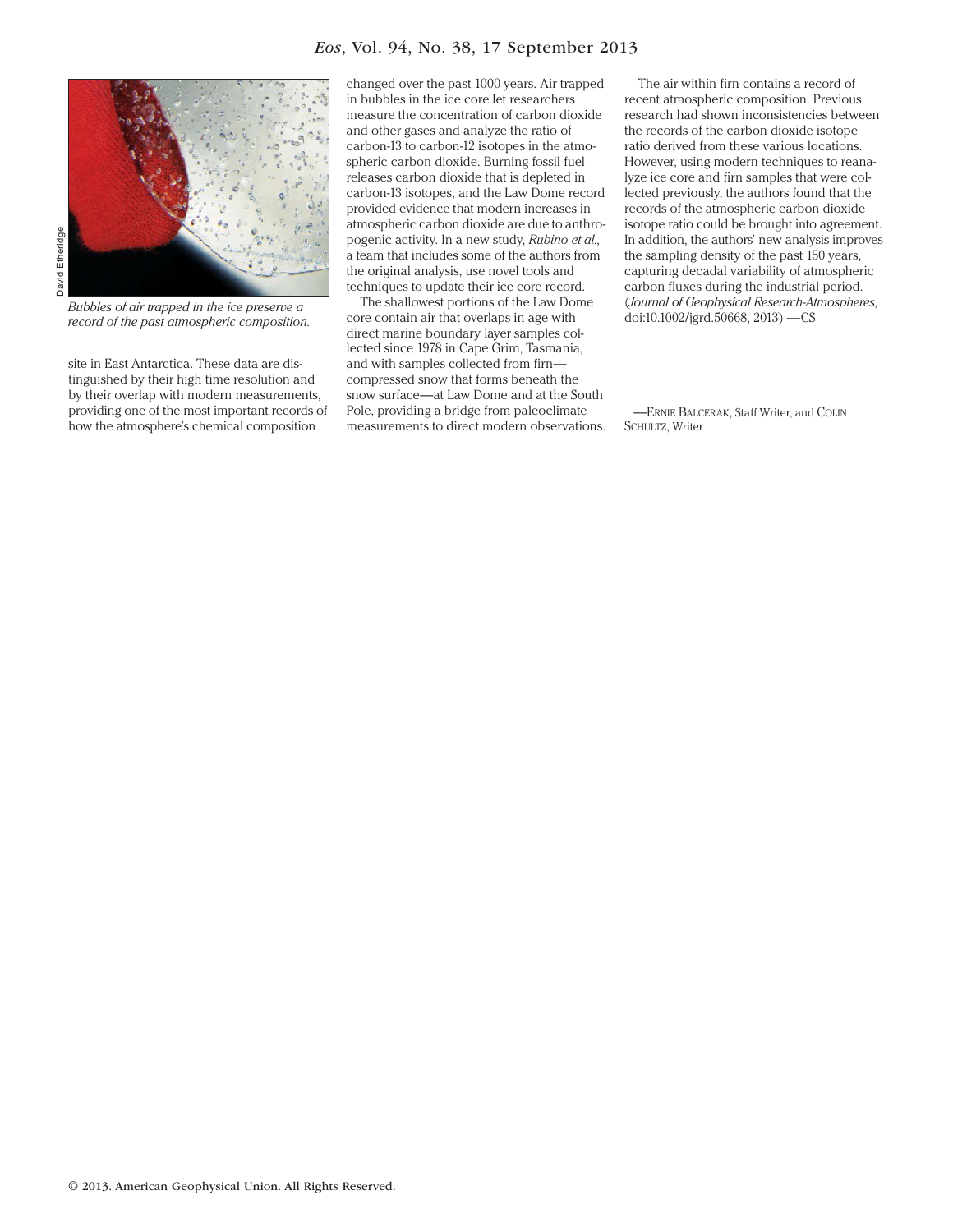Bubbles of air trapped in the ice preserve a record of the past atmospheric composition.

site in East Antarctica. These data are distinguished by their high time resolution and by their overlap with modern measurements, providing one of the most important records of how the atmosphere's chemical composition changed over the past 1000 years. Air trapped in bubbles in the ice core let researchers measure the concentration of carbon dioxide and other gases and analyze the ratio of carbon-13 to carbon-12 isotopes in the atmospheric carbon dioxide. Burning fossil fuel releases carbon dioxide that is depleted in carbon-13 isotopes, and the Law Dome record provided evidence that modern increases in atmospheric carbon dioxide are due to anthropogenic activity. In a new study, *Rubino et al.*, a team that includes some of the authors from the original analysis, use novel tools and techniques to update their ice core record.

The shallowest portions of the Law Dome core contain air that overlaps in age with direct marine boundary layer samples collected since 1978 in Cape Grim, Tasmania, and with samples collected from firn—compressed snow that forms beneath the snow surface—at Law Dome and at the South Pole, providing a bridge from paleoclimate measurements to direct modern observations.

The air within firn contains a record of recent atmospheric composition. Previous research had shown inconsistencies between the records of the carbon dioxide isotope ratio derived from these various locations. However, using modern techniques to reanalyze ice core and firn samples that were collected previously, the authors found that the records of the atmospheric carbon dioxide isotope ratio could be brought into agreement. In addition, the authors' new analysis improves the sampling density of the past 150 years, capturing decadal variability of atmospheric carbon fluxes during the industrial period. (*Journal of Geophysical Research-Atmospheres*, doi:10.1002/jgrd.50668, 2013) —CS

—Ernie Balcerak, Staff Writer, and Colin Schultz, Writer

© 2013. American Geophysical Union. All Rights Reserved.